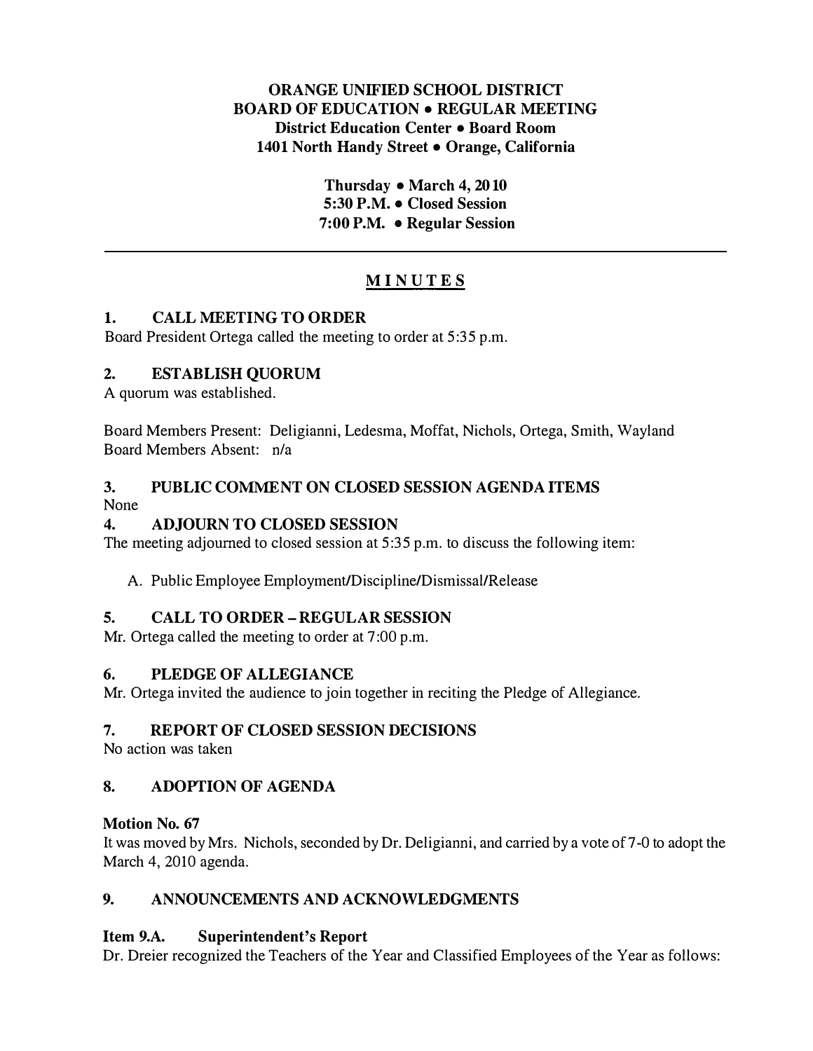**ORANGE UNIFIED SCHOOL DISTRICT**
**BOARD OF EDUCATION • REGULAR MEETING**
**District Education Center • Board Room**
**1401 North Handy Street • Orange, California**

**Thursday • March 4, 2010**
**5:30 P.M. • Closed Session**
**7:00 P.M. • Regular Session**

---

# MINUTES

## 1. CALL MEETING TO ORDER

Board President Ortega called the meeting to order at 5:35 p.m.

## 2. ESTABLISH QUORUM

A quorum was established.

Board Members Present: Deligianni, Ledesma, Moffat, Nichols, Ortega, Smith, Wayland
Board Members Absent: n/a

## 3. PUBLIC COMMENT ON CLOSED SESSION AGENDA ITEMS

None

## 4. ADJOURN TO CLOSED SESSION

The meeting adjourned to closed session at 5:35 p.m. to discuss the following item:

A. Public Employee Employment/Discipline/Dismissal/Release

## 5. CALL TO ORDER – REGULAR SESSION

Mr. Ortega called the meeting to order at 7:00 p.m.

## 6. PLEDGE OF ALLEGIANCE

Mr. Ortega invited the audience to join together in reciting the Pledge of Allegiance.

## 7. REPORT OF CLOSED SESSION DECISIONS

No action was taken

## 8. ADOPTION OF AGENDA

**Motion No. 67**

It was moved by Mrs. Nichols, seconded by Dr. Deligianni, and carried by a vote of 7-0 to adopt the March 4, 2010 agenda.

## 9. ANNOUNCEMENTS AND ACKNOWLEDGMENTS

### Item 9.A. Superintendent's Report

Dr. Dreier recognized the Teachers of the Year and Classified Employees of the Year as follows: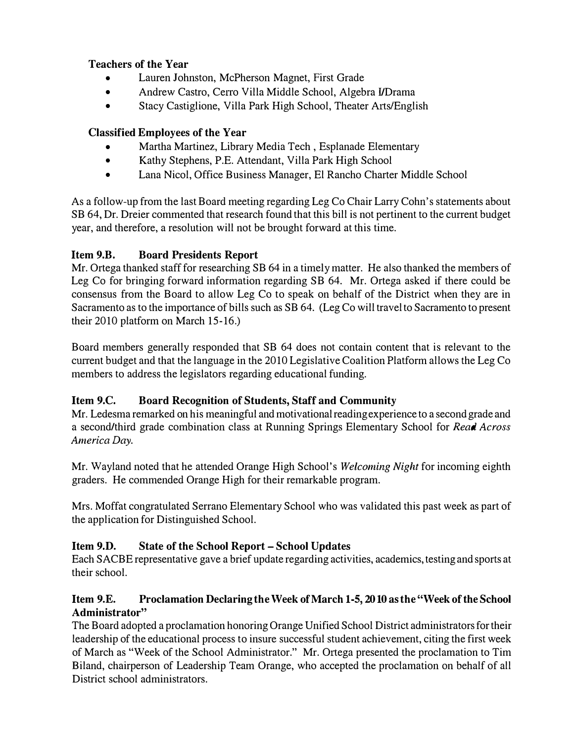**Teachers of the Year**

- Lauren Johnston, McPherson Magnet, First Grade
- Andrew Castro, Cerro Villa Middle School, Algebra I/Drama
- Stacy Castiglione, Villa Park High School, Theater Arts/English

**Classified Employees of the Year**

- Martha Martinez, Library Media Tech , Esplanade Elementary
- Kathy Stephens, P.E. Attendant, Villa Park High School
- Lana Nicol, Office Business Manager, El Rancho Charter Middle School

As a follow-up from the last Board meeting regarding Leg Co Chair Larry Cohn's statements about SB 64, Dr. Dreier commented that research found that this bill is not pertinent to the current budget year, and therefore, a resolution will not be brought forward at this time.

### Item 9.B. Board Presidents Report

Mr. Ortega thanked staff for researching SB 64 in a timely matter. He also thanked the members of Leg Co for bringing forward information regarding SB 64. Mr. Ortega asked if there could be consensus from the Board to allow Leg Co to speak on behalf of the District when they are in Sacramento as to the importance of bills such as SB 64. (Leg Co will travel to Sacramento to present their 2010 platform on March 15-16.)

Board members generally responded that SB 64 does not contain content that is relevant to the current budget and that the language in the 2010 Legislative Coalition Platform allows the Leg Co members to address the legislators regarding educational funding.

### Item 9.C. Board Recognition of Students, Staff and Community

Mr. Ledesma remarked on his meaningful and motivational reading experience to a second grade and a second/third grade combination class at Running Springs Elementary School for *Read Across America Day.*

Mr. Wayland noted that he attended Orange High School's *Welcoming Night* for incoming eighth graders. He commended Orange High for their remarkable program.

Mrs. Moffat congratulated Serrano Elementary School who was validated this past week as part of the application for Distinguished School.

### Item 9.D. State of the School Report – School Updates

Each SACBE representative gave a brief update regarding activities, academics, testing and sports at their school.

### Item 9.E. Proclamation Declaring the Week of March 1-5, 2010 as the "Week of the School Administrator"

The Board adopted a proclamation honoring Orange Unified School District administrators for their leadership of the educational process to insure successful student achievement, citing the first week of March as "Week of the School Administrator." Mr. Ortega presented the proclamation to Tim Biland, chairperson of Leadership Team Orange, who accepted the proclamation on behalf of all District school administrators.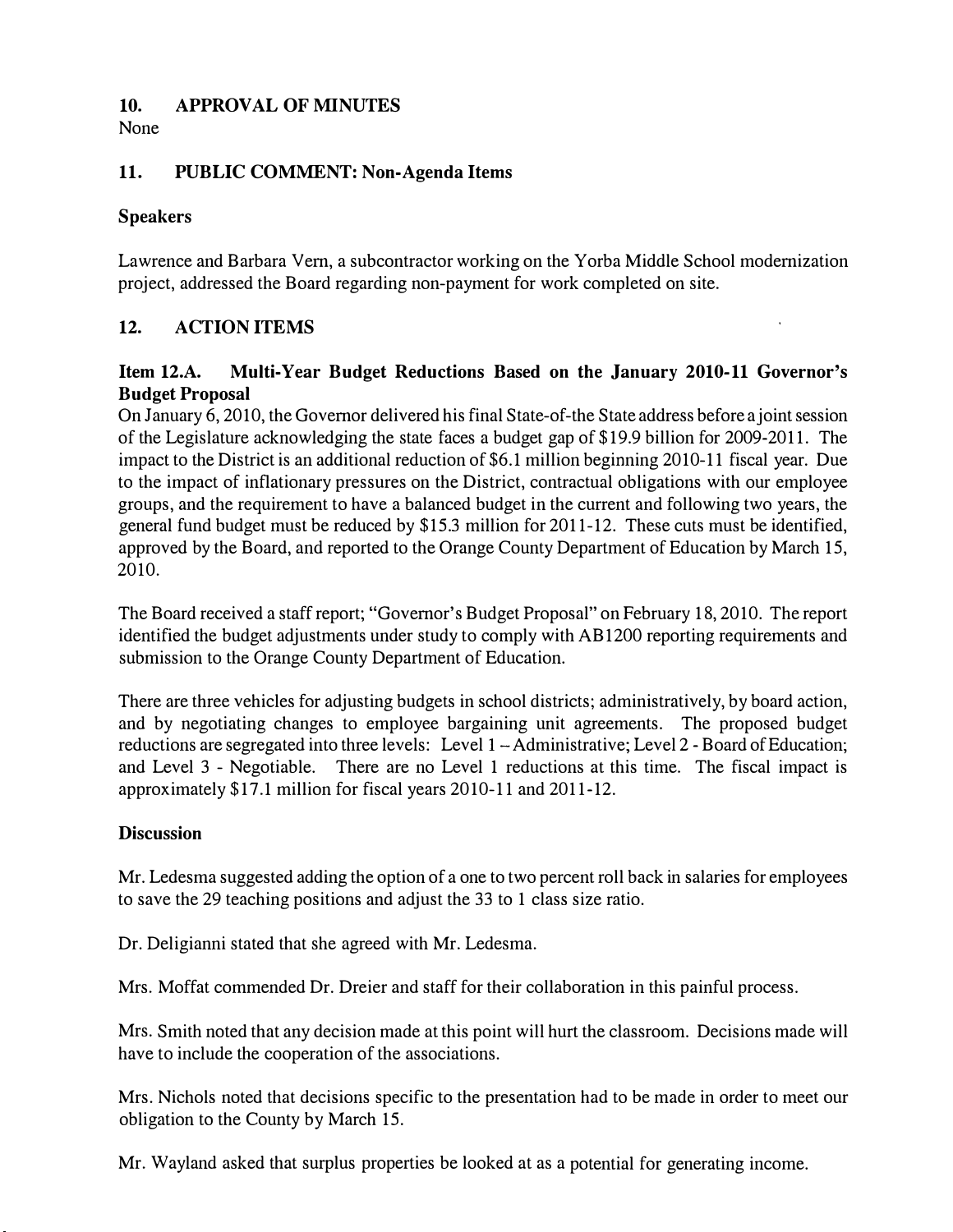## 10. APPROVAL OF MINUTES

None

## 11. PUBLIC COMMENT: Non-Agenda Items

### Speakers

Lawrence and Barbara Vern, a subcontractor working on the Yorba Middle School modernization project, addressed the Board regarding non-payment for work completed on site.

## 12. ACTION ITEMS

### Item 12.A. Multi-Year Budget Reductions Based on the January 2010-11 Governor's Budget Proposal

On January 6, 2010, the Governor delivered his final State-of-the State address before a joint session of the Legislature acknowledging the state faces a budget gap of $19.9 billion for 2009-2011. The impact to the District is an additional reduction of $6.1 million beginning 2010-11 fiscal year. Due to the impact of inflationary pressures on the District, contractual obligations with our employee groups, and the requirement to have a balanced budget in the current and following two years, the general fund budget must be reduced by $15.3 million for 2011-12. These cuts must be identified, approved by the Board, and reported to the Orange County Department of Education by March 15, 2010.

The Board received a staff report; "Governor's Budget Proposal" on February 18, 2010. The report identified the budget adjustments under study to comply with AB1200 reporting requirements and submission to the Orange County Department of Education.

There are three vehicles for adjusting budgets in school districts; administratively, by board action, and by negotiating changes to employee bargaining unit agreements. The proposed budget reductions are segregated into three levels: Level 1 – Administrative; Level 2 - Board of Education; and Level 3 - Negotiable. There are no Level 1 reductions at this time. The fiscal impact is approximately $17.1 million for fiscal years 2010-11 and 2011-12.

### Discussion

Mr. Ledesma suggested adding the option of a one to two percent roll back in salaries for employees to save the 29 teaching positions and adjust the 33 to 1 class size ratio.

Dr. Deligianni stated that she agreed with Mr. Ledesma.

Mrs. Moffat commended Dr. Dreier and staff for their collaboration in this painful process.

Mrs. Smith noted that any decision made at this point will hurt the classroom. Decisions made will have to include the cooperation of the associations.

Mrs. Nichols noted that decisions specific to the presentation had to be made in order to meet our obligation to the County by March 15.

Mr. Wayland asked that surplus properties be looked at as a potential for generating income.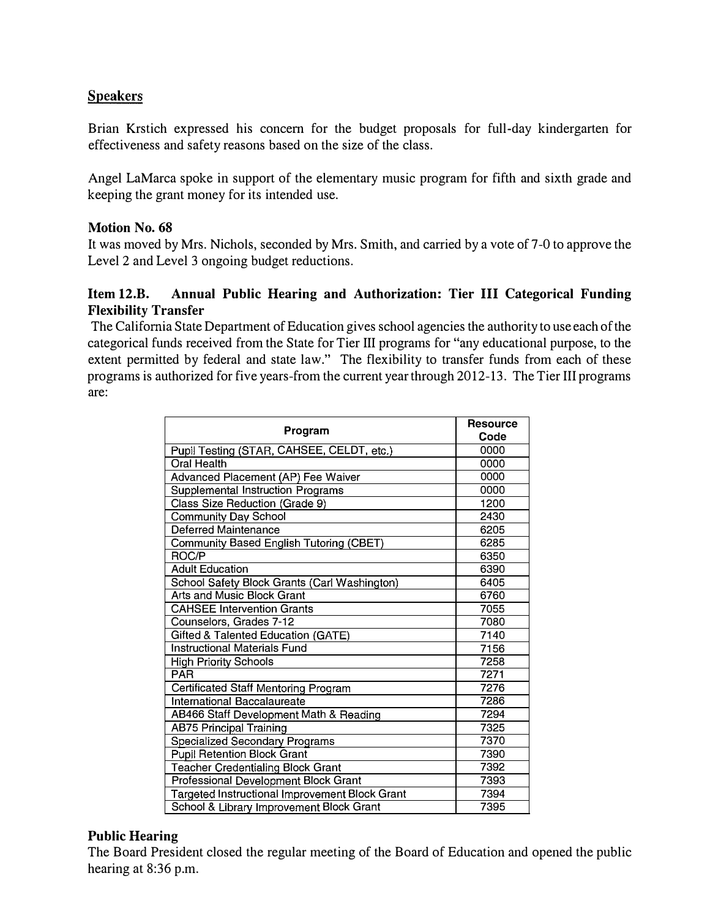## Speakers

Brian Krstich expressed his concern for the budget proposals for full-day kindergarten for effectiveness and safety reasons based on the size of the class.

Angel LaMarca spoke in support of the elementary music program for fifth and sixth grade and keeping the grant money for its intended use.

**Motion No. 68**
It was moved by Mrs. Nichols, seconded by Mrs. Smith, and carried by a vote of 7-0 to approve the Level 2 and Level 3 ongoing budget reductions.

### Item 12.B. Annual Public Hearing and Authorization: Tier III Categorical Funding Flexibility Transfer

The California State Department of Education gives school agencies the authority to use each of the categorical funds received from the State for Tier III programs for "any educational purpose, to the extent permitted by federal and state law." The flexibility to transfer funds from each of these programs is authorized for five years-from the current year through 2012-13. The Tier III programs are:

| Program | Resource Code |
|---|---|
| Pupil Testing (STAR, CAHSEE, CELDT, etc.) | 0000 |
| Oral Health | 0000 |
| Advanced Placement (AP) Fee Waiver | 0000 |
| Supplemental Instruction Programs | 0000 |
| Class Size Reduction (Grade 9) | 1200 |
| Community Day School | 2430 |
| Deferred Maintenance | 6205 |
| Community Based English Tutoring (CBET) | 6285 |
| ROC/P | 6350 |
| Adult Education | 6390 |
| School Safety Block Grants (Carl Washington) | 6405 |
| Arts and Music Block Grant | 6760 |
| CAHSEE Intervention Grants | 7055 |
| Counselors, Grades 7-12 | 7080 |
| Gifted & Talented Education (GATE) | 7140 |
| Instructional Materials Fund | 7156 |
| High Priority Schools | 7258 |
| PAR | 7271 |
| Certificated Staff Mentoring Program | 7276 |
| International Baccalaureate | 7286 |
| AB466 Staff Development Math & Reading | 7294 |
| AB75 Principal Training | 7325 |
| Specialized Secondary Programs | 7370 |
| Pupil Retention Block Grant | 7390 |
| Teacher Credentialing Block Grant | 7392 |
| Professional Development Block Grant | 7393 |
| Targeted Instructional Improvement Block Grant | 7394 |
| School & Library Improvement Block Grant | 7395 |

## Public Hearing

The Board President closed the regular meeting of the Board of Education and opened the public hearing at 8:36 p.m.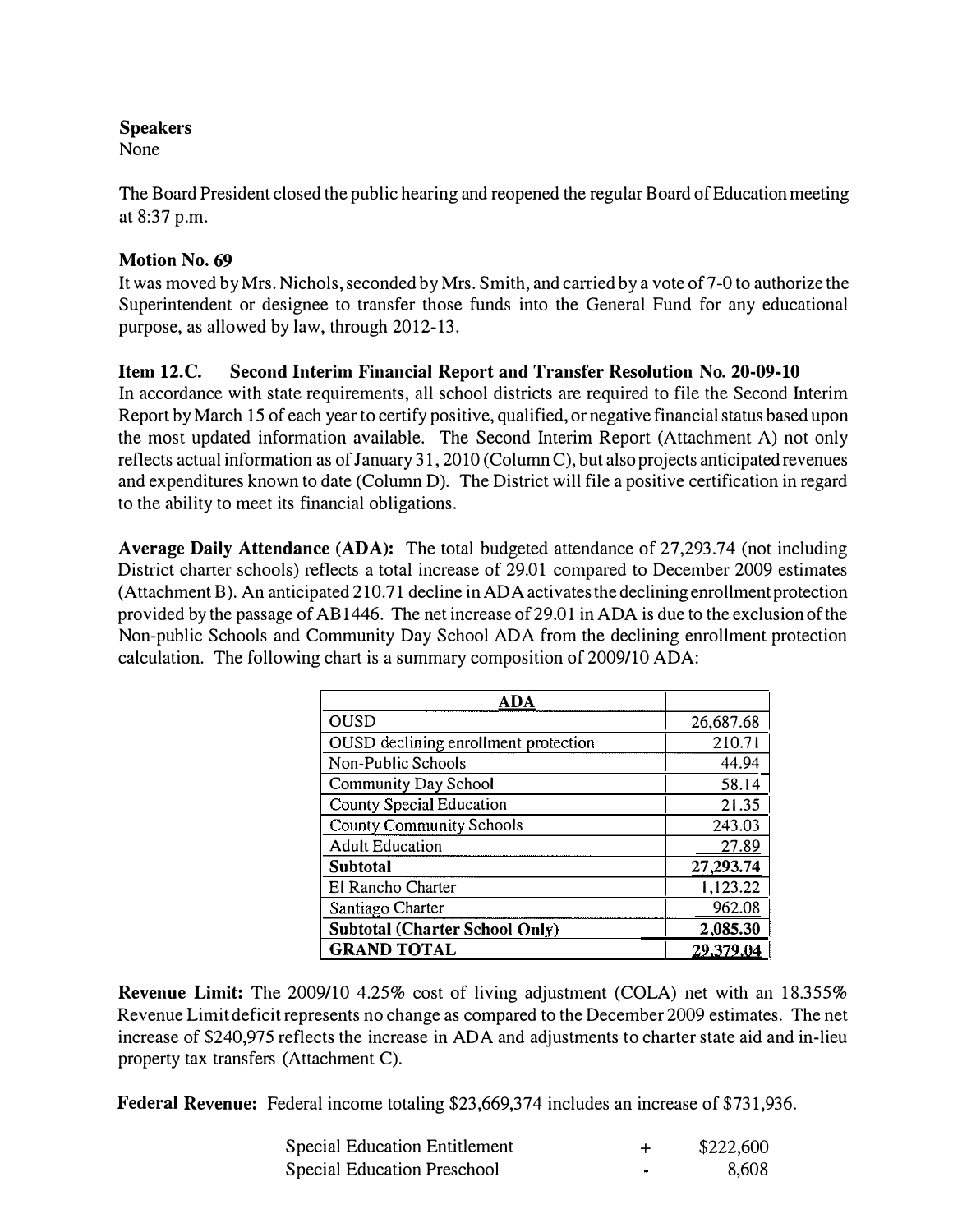**Speakers**
None

The Board President closed the public hearing and reopened the regular Board of Education meeting at 8:37 p.m.

**Motion No. 69**
It was moved by Mrs. Nichols, seconded by Mrs. Smith, and carried by a vote of 7-0 to authorize the Superintendent or designee to transfer those funds into the General Fund for any educational purpose, as allowed by law, through 2012-13.

**Item 12.C. Second Interim Financial Report and Transfer Resolution No. 20-09-10**
In accordance with state requirements, all school districts are required to file the Second Interim Report by March 15 of each year to certify positive, qualified, or negative financial status based upon the most updated information available. The Second Interim Report (Attachment A) not only reflects actual information as of January 31, 2010 (Column C), but also projects anticipated revenues and expenditures known to date (Column D). The District will file a positive certification in regard to the ability to meet its financial obligations.

**Average Daily Attendance (ADA):** The total budgeted attendance of 27,293.74 (not including District charter schools) reflects a total increase of 29.01 compared to December 2009 estimates (Attachment B). An anticipated 210.71 decline in ADA activates the declining enrollment protection provided by the passage of AB1446. The net increase of 29.01 in ADA is due to the exclusion of the Non-public Schools and Community Day School ADA from the declining enrollment protection calculation. The following chart is a summary composition of 2009/10 ADA:

| ADA | |
|---|---|
| OUSD | 26,687.68 |
| OUSD declining enrollment protection | 210.71 |
| Non-Public Schools | 44.94 |
| Community Day School | 58.14 |
| County Special Education | 21.35 |
| County Community Schools | 243.03 |
| Adult Education | 27.89 |
| **Subtotal** | **27,293.74** |
| El Rancho Charter | 1,123.22 |
| Santiago Charter | 962.08 |
| **Subtotal (Charter School Only)** | **2,085.30** |
| **GRAND TOTAL** | **29,379.04** |

**Revenue Limit:** The 2009/10 4.25% cost of living adjustment (COLA) net with an 18.355% Revenue Limit deficit represents no change as compared to the December 2009 estimates. The net increase of $240,975 reflects the increase in ADA and adjustments to charter state aid and in-lieu property tax transfers (Attachment C).

**Federal Revenue:** Federal income totaling $23,669,374 includes an increase of $731,936.

| | | |
|---|---|---|
| Special Education Entitlement | + | $222,600 |
| Special Education Preschool | - | 8,608 |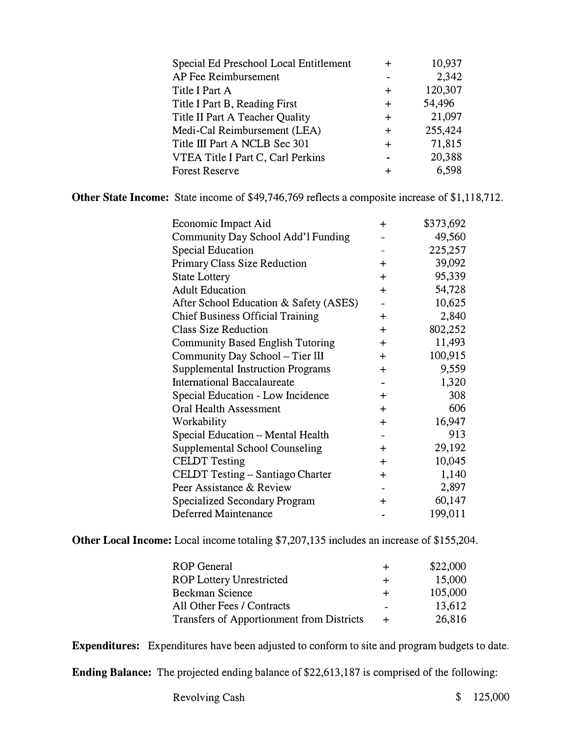| | | |
|---|---|---|
| Special Ed Preschool Local Entitlement | + | 10,937 |
| AP Fee Reimbursement | - | 2,342 |
| Title I Part A | + | 120,307 |
| Title I Part B, Reading First | + | 54,496 |
| Title II Part A Teacher Quality | + | 21,097 |
| Medi-Cal Reimbursement (LEA) | + | 255,424 |
| Title III Part A NCLB Sec 301 | + | 71,815 |
| VTEA Title I Part C, Carl Perkins | - | 20,388 |
| Forest Reserve | + | 6,598 |

**Other State Income:** State income of $49,746,769 reflects a composite increase of $1,118,712.

| | | |
|---|---|---|
| Economic Impact Aid | + | $373,692 |
| Community Day School Add'l Funding | - | 49,560 |
| Special Education | - | 225,257 |
| Primary Class Size Reduction | + | 39,092 |
| State Lottery | + | 95,339 |
| Adult Education | + | 54,728 |
| After School Education & Safety (ASES) | - | 10,625 |
| Chief Business Official Training | + | 2,840 |
| Class Size Reduction | + | 802,252 |
| Community Based English Tutoring | + | 11,493 |
| Community Day School – Tier III | + | 100,915 |
| Supplemental Instruction Programs | + | 9,559 |
| International Baccalaureate | - | 1,320 |
| Special Education - Low Incidence | + | 308 |
| Oral Health Assessment | + | 606 |
| Workability | + | 16,947 |
| Special Education – Mental Health | - | 913 |
| Supplemental School Counseling | + | 29,192 |
| CELDT Testing | + | 10,045 |
| CELDT Testing – Santiago Charter | + | 1,140 |
| Peer Assistance & Review | - | 2,897 |
| Specialized Secondary Program | + | 60,147 |
| Deferred Maintenance | - | 199,011 |

**Other Local Income:** Local income totaling $7,207,135 includes an increase of $155,204.

| | | |
|---|---|---|
| ROP General | + | $22,000 |
| ROP Lottery Unrestricted | + | 15,000 |
| Beckman Science | + | 105,000 |
| All Other Fees / Contracts | - | 13,612 |
| Transfers of Apportionment from Districts | + | 26,816 |

**Expenditures:** Expenditures have been adjusted to conform to site and program budgets to date.

**Ending Balance:** The projected ending balance of $22,613,187 is comprised of the following:

| | |
|---|---|
| Revolving Cash | $ 125,000 |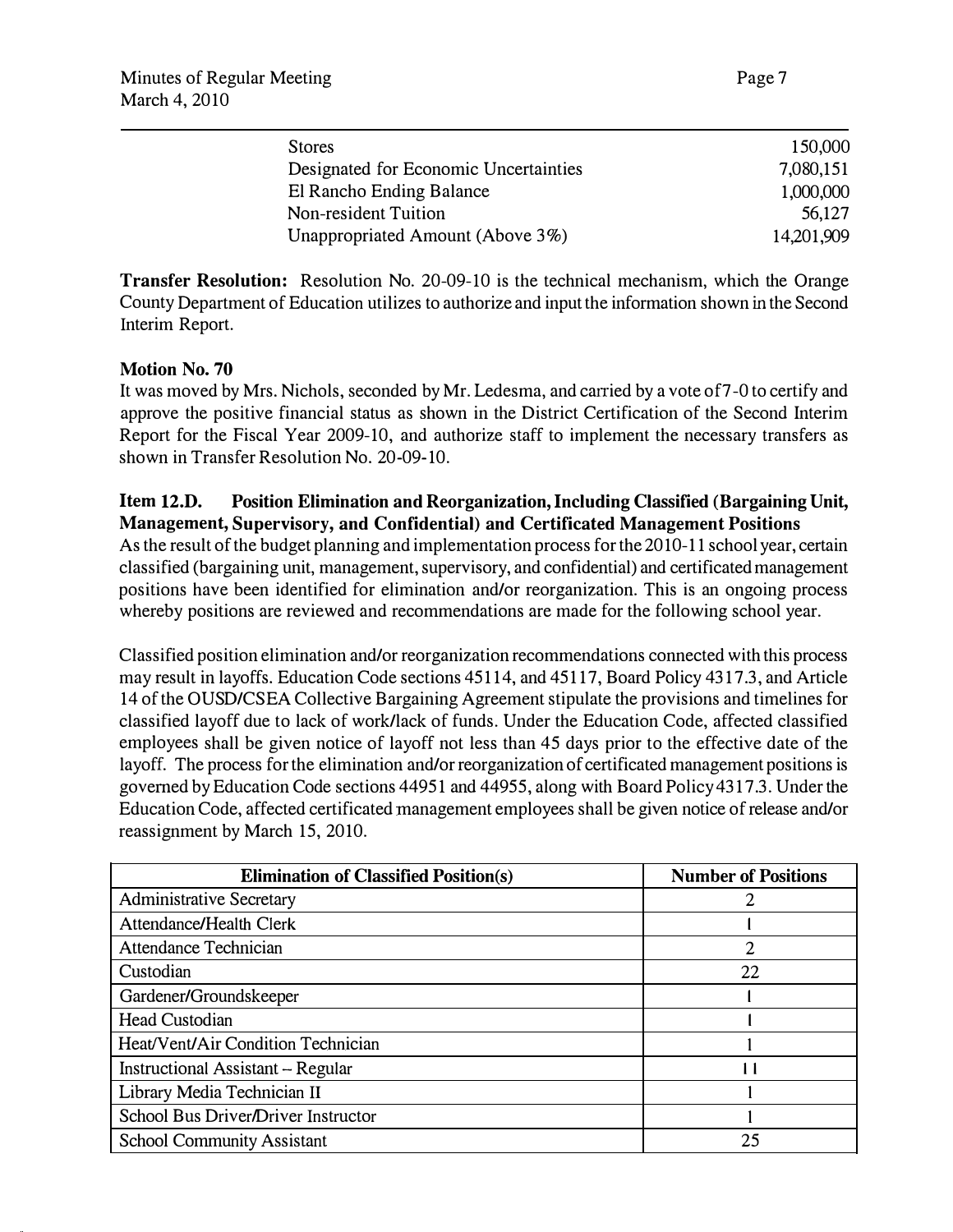| | |
|---|---|
| Stores | 150,000 |
| Designated for Economic Uncertainties | 7,080,151 |
| El Rancho Ending Balance | 1,000,000 |
| Non-resident Tuition | 56,127 |
| Unappropriated Amount (Above 3%) | 14,201,909 |

**Transfer Resolution:** Resolution No. 20-09-10 is the technical mechanism, which the Orange County Department of Education utilizes to authorize and input the information shown in the Second Interim Report.

**Motion No. 70**
It was moved by Mrs. Nichols, seconded by Mr. Ledesma, and carried by a vote of 7-0 to certify and approve the positive financial status as shown in the District Certification of the Second Interim Report for the Fiscal Year 2009-10, and authorize staff to implement the necessary transfers as shown in Transfer Resolution No. 20-09-10.

**Item 12.D. Position Elimination and Reorganization, Including Classified (Bargaining Unit, Management, Supervisory, and Confidential) and Certificated Management Positions**
As the result of the budget planning and implementation process for the 2010-11 school year, certain classified (bargaining unit, management, supervisory, and confidential) and certificated management positions have been identified for elimination and/or reorganization. This is an ongoing process whereby positions are reviewed and recommendations are made for the following school year.

Classified position elimination and/or reorganization recommendations connected with this process may result in layoffs. Education Code sections 45114, and 45117, Board Policy 4317.3, and Article 14 of the OUSD/CSEA Collective Bargaining Agreement stipulate the provisions and timelines for classified layoff due to lack of work/lack of funds. Under the Education Code, affected classified employees shall be given notice of layoff not less than 45 days prior to the effective date of the layoff. The process for the elimination and/or reorganization of certificated management positions is governed by Education Code sections 44951 and 44955, along with Board Policy 4317.3. Under the Education Code, affected certificated management employees shall be given notice of release and/or reassignment by March 15, 2010.

| Elimination of Classified Position(s) | Number of Positions |
|---|---|
| Administrative Secretary | 2 |
| Attendance/Health Clerk | 1 |
| Attendance Technician | 2 |
| Custodian | 22 |
| Gardener/Groundskeeper | 1 |
| Head Custodian | 1 |
| Heat/Vent/Air Condition Technician | 1 |
| Instructional Assistant – Regular | 11 |
| Library Media Technician II | 1 |
| School Bus Driver/Driver Instructor | 1 |
| School Community Assistant | 25 |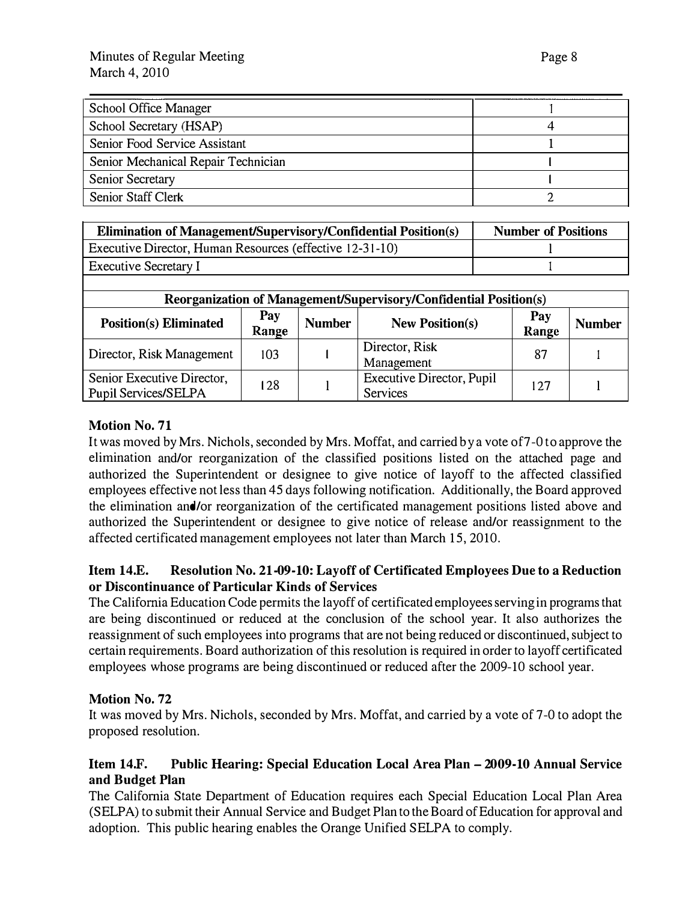| School Office Manager | 1 |
|---|---|
| School Secretary (HSAP) | 4 |
| Senior Food Service Assistant | 1 |
| Senior Mechanical Repair Technician | 1 |
| Senior Secretary | 1 |
| Senior Staff Clerk | 2 |

| Elimination of Management/Supervisory/Confidential Position(s) | Number of Positions |
|---|---|
| Executive Director, Human Resources (effective 12-31-10) | 1 |
| Executive Secretary I | 1 |

| Reorganization of Management/Supervisory/Confidential Position(s) | | | | | |
|---|---|---|---|---|---|
| Position(s) Eliminated | Pay Range | Number | New Position(s) | Pay Range | Number |
| Director, Risk Management | 103 | 1 | Director, Risk Management | 87 | 1 |
| Senior Executive Director, Pupil Services/SELPA | 128 | 1 | Executive Director, Pupil Services | 127 | 1 |

**Motion No. 71**

It was moved by Mrs. Nichols, seconded by Mrs. Moffat, and carried by a vote of 7-0 to approve the elimination and/or reorganization of the classified positions listed on the attached page and authorized the Superintendent or designee to give notice of layoff to the affected classified employees effective not less than 45 days following notification. Additionally, the Board approved the elimination and/or reorganization of the certificated management positions listed above and authorized the Superintendent or designee to give notice of release and/or reassignment to the affected certificated management employees not later than March 15, 2010.

**Item 14.E. Resolution No. 21-09-10: Layoff of Certificated Employees Due to a Reduction or Discontinuance of Particular Kinds of Services**

The California Education Code permits the layoff of certificated employees serving in programs that are being discontinued or reduced at the conclusion of the school year. It also authorizes the reassignment of such employees into programs that are not being reduced or discontinued, subject to certain requirements. Board authorization of this resolution is required in order to layoff certificated employees whose programs are being discontinued or reduced after the 2009-10 school year.

**Motion No. 72**

It was moved by Mrs. Nichols, seconded by Mrs. Moffat, and carried by a vote of 7-0 to adopt the proposed resolution.

**Item 14.F. Public Hearing: Special Education Local Area Plan – 2009-10 Annual Service and Budget Plan**

The California State Department of Education requires each Special Education Local Plan Area (SELPA) to submit their Annual Service and Budget Plan to the Board of Education for approval and adoption. This public hearing enables the Orange Unified SELPA to comply.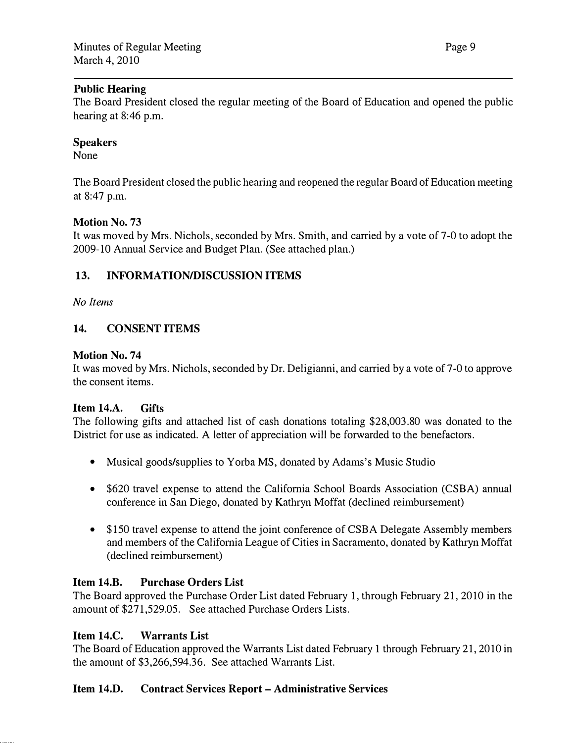**Public Hearing**
The Board President closed the regular meeting of the Board of Education and opened the public hearing at 8:46 p.m.

**Speakers**
None

The Board President closed the public hearing and reopened the regular Board of Education meeting at 8:47 p.m.

**Motion No. 73**
It was moved by Mrs. Nichols, seconded by Mrs. Smith, and carried by a vote of 7-0 to adopt the 2009-10 Annual Service and Budget Plan. (See attached plan.)

## 13. INFORMATION/DISCUSSION ITEMS

*No Items*

## 14. CONSENT ITEMS

**Motion No. 74**
It was moved by Mrs. Nichols, seconded by Dr. Deligianni, and carried by a vote of 7-0 to approve the consent items.

**Item 14.A. Gifts**
The following gifts and attached list of cash donations totaling $28,003.80 was donated to the District for use as indicated. A letter of appreciation will be forwarded to the benefactors.

- Musical goods/supplies to Yorba MS, donated by Adams's Music Studio
- $620 travel expense to attend the California School Boards Association (CSBA) annual conference in San Diego, donated by Kathryn Moffat (declined reimbursement)
- $150 travel expense to attend the joint conference of CSBA Delegate Assembly members and members of the California League of Cities in Sacramento, donated by Kathryn Moffat (declined reimbursement)

**Item 14.B. Purchase Orders List**
The Board approved the Purchase Order List dated February 1, through February 21, 2010 in the amount of $271,529.05. See attached Purchase Orders Lists.

**Item 14.C. Warrants List**
The Board of Education approved the Warrants List dated February 1 through February 21, 2010 in the amount of $3,266,594.36. See attached Warrants List.

**Item 14.D. Contract Services Report – Administrative Services**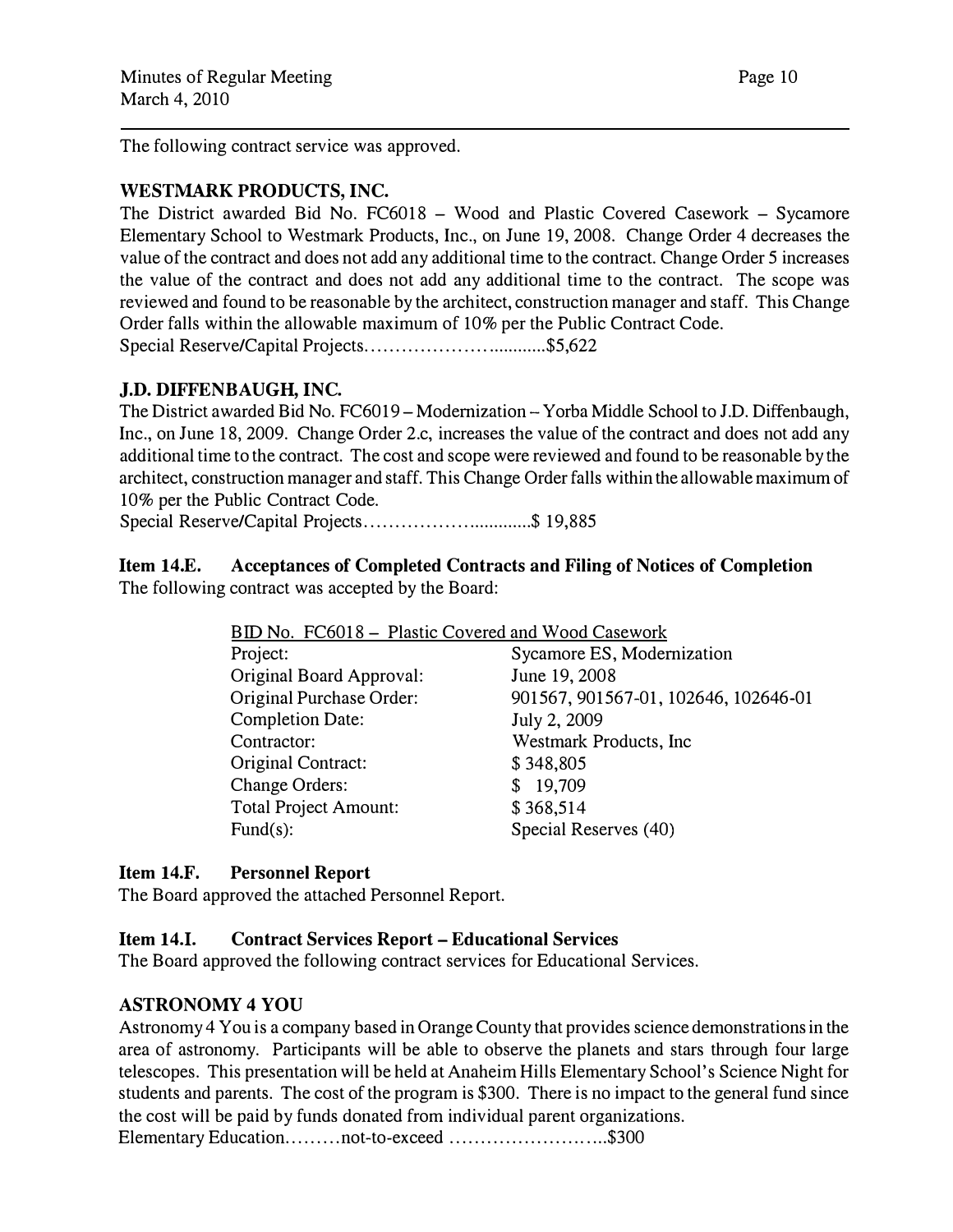The following contract service was approved.

**WESTMARK PRODUCTS, INC.**

The District awarded Bid No. FC6018 – Wood and Plastic Covered Casework – Sycamore Elementary School to Westmark Products, Inc., on June 19, 2008. Change Order 4 decreases the value of the contract and does not add any additional time to the contract. Change Order 5 increases the value of the contract and does not add any additional time to the contract. The scope was reviewed and found to be reasonable by the architect, construction manager and staff. This Change Order falls within the allowable maximum of 10% per the Public Contract Code.

Special Reserve/Capital Projects……………………...........$5,622

**J.D. DIFFENBAUGH, INC.**

The District awarded Bid No. FC6019 – Modernization – Yorba Middle School to J.D. Diffenbaugh, Inc., on June 18, 2009. Change Order 2.c, increases the value of the contract and does not add any additional time to the contract. The cost and scope were reviewed and found to be reasonable by the architect, construction manager and staff. This Change Order falls within the allowable maximum of 10% per the Public Contract Code.

Special Reserve/Capital Projects……………….............$ 19,885

**Item 14.E. Acceptances of Completed Contracts and Filing of Notices of Completion**

The following contract was accepted by the Board:

BID No. FC6018 – Plastic Covered and Wood Casework

| | |
|---|---|
| Project: | Sycamore ES, Modernization |
| Original Board Approval: | June 19, 2008 |
| Original Purchase Order: | 901567, 901567-01, 102646, 102646-01 |
| Completion Date: | July 2, 2009 |
| Contractor: | Westmark Products, Inc |
| Original Contract: | $ 348,805 |
| Change Orders: | $ 19,709 |
| Total Project Amount: | $ 368,514 |
| Fund(s): | Special Reserves (40) |

**Item 14.F. Personnel Report**

The Board approved the attached Personnel Report.

**Item 14.I. Contract Services Report – Educational Services**

The Board approved the following contract services for Educational Services.

**ASTRONOMY 4 YOU**

Astronomy 4 You is a company based in Orange County that provides science demonstrations in the area of astronomy. Participants will be able to observe the planets and stars through four large telescopes. This presentation will be held at Anaheim Hills Elementary School's Science Night for students and parents. The cost of the program is $300. There is no impact to the general fund since the cost will be paid by funds donated from individual parent organizations.

Elementary Education………not-to-exceed ……………………..$300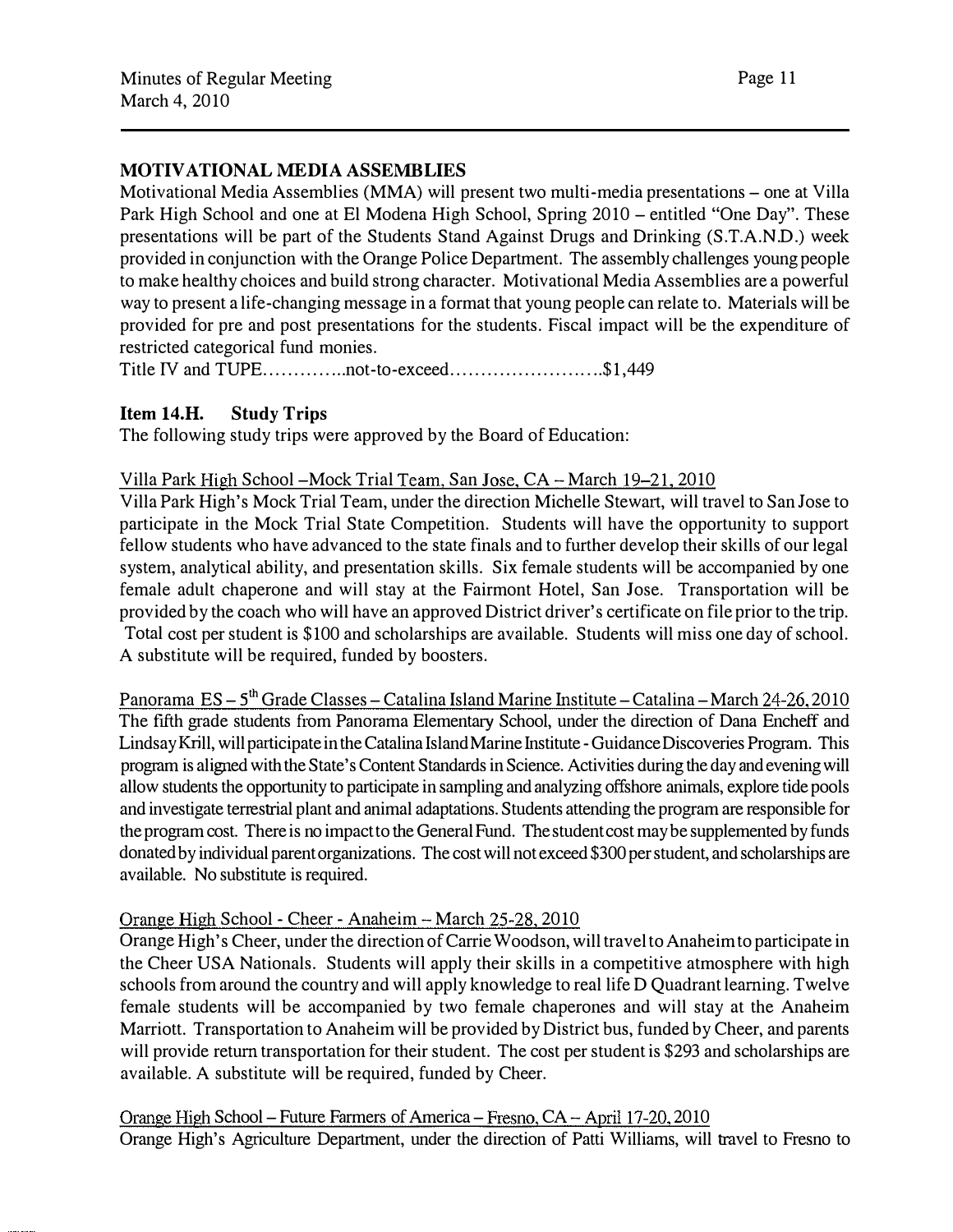## MOTIVATIONAL MEDIA ASSEMBLIES

Motivational Media Assemblies (MMA) will present two multi-media presentations – one at Villa Park High School and one at El Modena High School, Spring 2010 – entitled "One Day". These presentations will be part of the Students Stand Against Drugs and Drinking (S.T.A.N.D.) week provided in conjunction with the Orange Police Department. The assembly challenges young people to make healthy choices and build strong character. Motivational Media Assemblies are a powerful way to present a life-changing message in a format that young people can relate to. Materials will be provided for pre and post presentations for the students. Fiscal impact will be the expenditure of restricted categorical fund monies.

Title IV and TUPE..............not-to-exceed.........................$1,449

## Item 14.H. Study Trips

The following study trips were approved by the Board of Education:

Villa Park High School –Mock Trial Team, San Jose, CA – March 19–21, 2010

Villa Park High's Mock Trial Team, under the direction Michelle Stewart, will travel to San Jose to participate in the Mock Trial State Competition. Students will have the opportunity to support fellow students who have advanced to the state finals and to further develop their skills of our legal system, analytical ability, and presentation skills. Six female students will be accompanied by one female adult chaperone and will stay at the Fairmont Hotel, San Jose. Transportation will be provided by the coach who will have an approved District driver's certificate on file prior to the trip. Total cost per student is $100 and scholarships are available. Students will miss one day of school. A substitute will be required, funded by boosters.

Panorama ES – 5th Grade Classes – Catalina Island Marine Institute – Catalina – March 24-26, 2010

The fifth grade students from Panorama Elementary School, under the direction of Dana Encheff and Lindsay Krill, will participate in the Catalina Island Marine Institute - Guidance Discoveries Program. This program is aligned with the State's Content Standards in Science. Activities during the day and evening will allow students the opportunity to participate in sampling and analyzing offshore animals, explore tide pools and investigate terrestrial plant and animal adaptations. Students attending the program are responsible for the program cost. There is no impact to the General Fund. The student cost may be supplemented by funds donated by individual parent organizations. The cost will not exceed $300 per student, and scholarships are available. No substitute is required.

Orange High School - Cheer - Anaheim – March 25-28, 2010

Orange High's Cheer, under the direction of Carrie Woodson, will travel to Anaheim to participate in the Cheer USA Nationals. Students will apply their skills in a competitive atmosphere with high schools from around the country and will apply knowledge to real life D Quadrant learning. Twelve female students will be accompanied by two female chaperones and will stay at the Anaheim Marriott. Transportation to Anaheim will be provided by District bus, funded by Cheer, and parents will provide return transportation for their student. The cost per student is $293 and scholarships are available. A substitute will be required, funded by Cheer.

Orange High School – Future Farmers of America – Fresno, CA – April 17-20, 2010

Orange High's Agriculture Department, under the direction of Patti Williams, will travel to Fresno to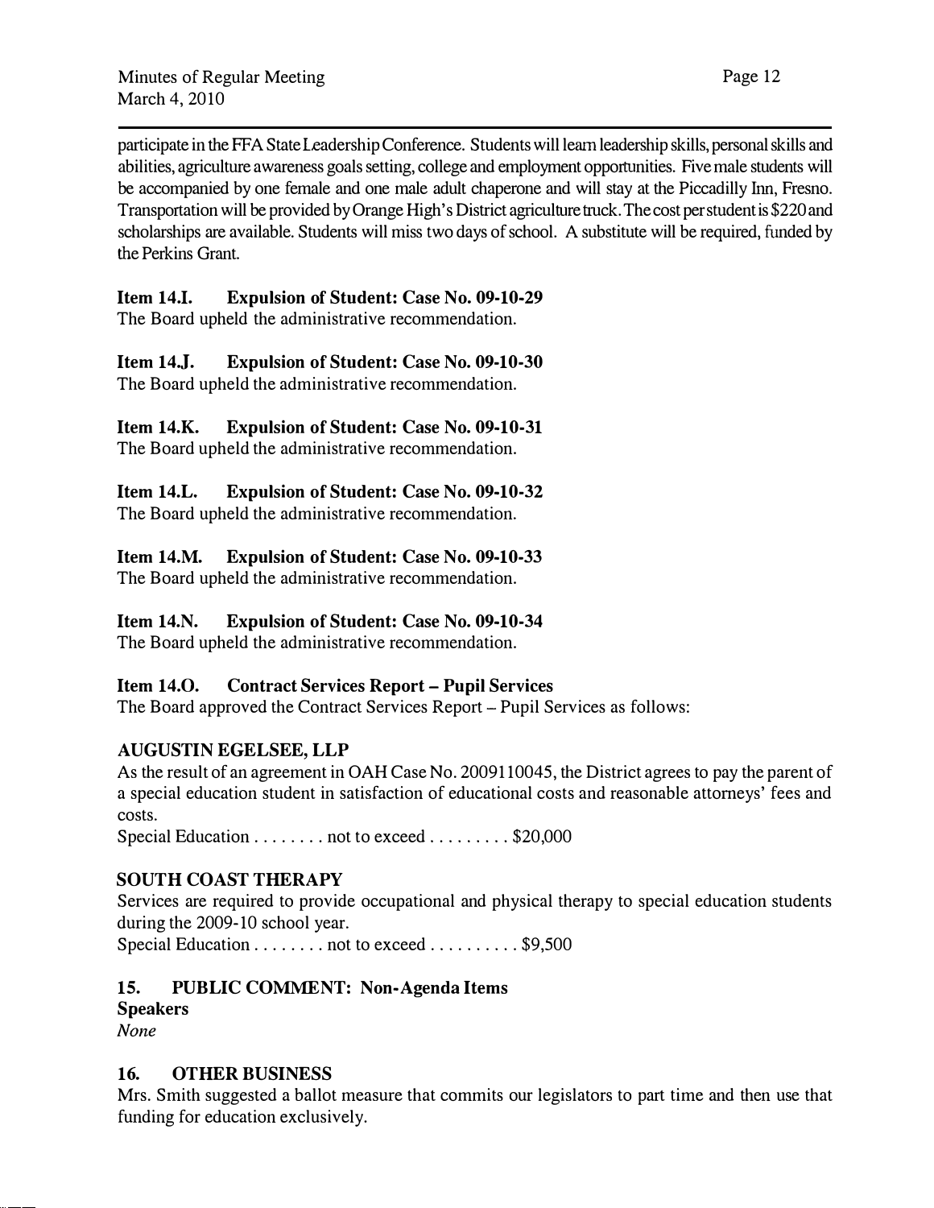participate in the FFA State Leadership Conference. Students will learn leadership skills, personal skills and abilities, agriculture awareness goals setting, college and employment opportunities. Five male students will be accompanied by one female and one male adult chaperone and will stay at the Piccadilly Inn, Fresno. Transportation will be provided by Orange High's District agriculture truck. The cost per student is $220 and scholarships are available. Students will miss two days of school. A substitute will be required, funded by the Perkins Grant.

**Item 14.I. Expulsion of Student: Case No. 09-10-29**
The Board upheld the administrative recommendation.

**Item 14.J. Expulsion of Student: Case No. 09-10-30**
The Board upheld the administrative recommendation.

**Item 14.K. Expulsion of Student: Case No. 09-10-31**
The Board upheld the administrative recommendation.

**Item 14.L. Expulsion of Student: Case No. 09-10-32**
The Board upheld the administrative recommendation.

**Item 14.M. Expulsion of Student: Case No. 09-10-33**
The Board upheld the administrative recommendation.

**Item 14.N. Expulsion of Student: Case No. 09-10-34**
The Board upheld the administrative recommendation.

**Item 14.O. Contract Services Report – Pupil Services**
The Board approved the Contract Services Report – Pupil Services as follows:

**AUGUSTIN EGELSEE, LLP**
As the result of an agreement in OAH Case No. 2009110045, the District agrees to pay the parent of a special education student in satisfaction of educational costs and reasonable attorneys' fees and costs.
Special Education . . . . . . . . not to exceed . . . . . . . . . $20,000

**SOUTH COAST THERAPY**
Services are required to provide occupational and physical therapy to special education students during the 2009-10 school year.
Special Education . . . . . . . . not to exceed . . . . . . . . . . $9,500

## 15. PUBLIC COMMENT: Non-Agenda Items

**Speakers**
*None*

## 16. OTHER BUSINESS

Mrs. Smith suggested a ballot measure that commits our legislators to part time and then use that funding for education exclusively.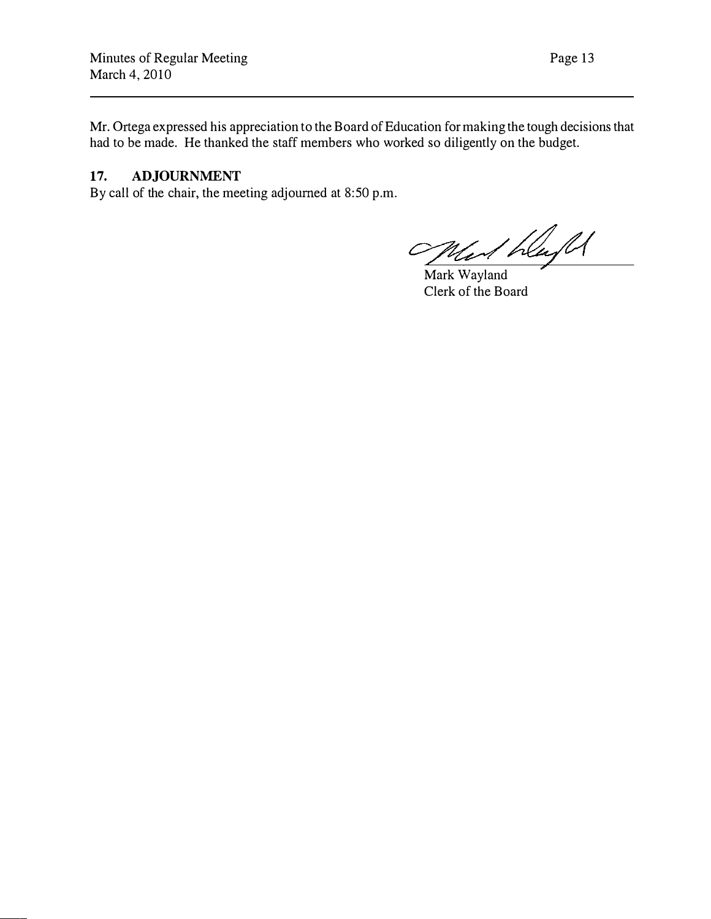Mr. Ortega expressed his appreciation to the Board of Education for making the tough decisions that had to be made. He thanked the staff members who worked so diligently on the budget.

## 17. ADJOURNMENT

By call of the chair, the meeting adjourned at 8:50 p.m.

Mark Wayland
Clerk of the Board